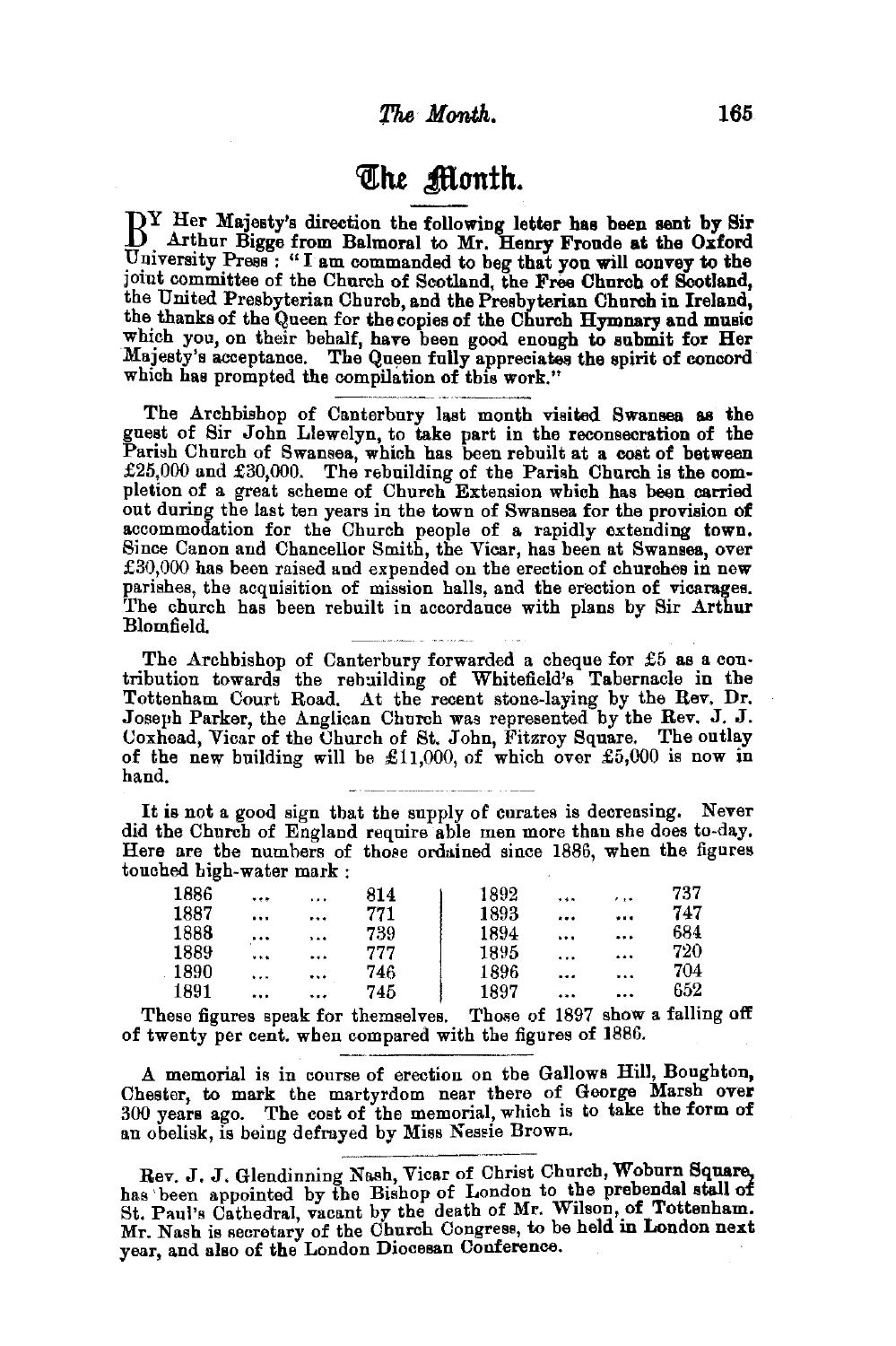# The Month.

By Her Majesty's direction the following letter has been sent by Sir Arthur Bigge from Balmoral to Mr. Henry Froude at the Oxford University Press: "I am commanded to beg that you will convey to the joint committee of the Church of Scotland, the Free Church of Scotland, the United Presbyterian Church, and the Presbyterian Church in Ireland, the thanks of the Queen for the copies of the Church Hymnary and music which you, on their behalf, have been good enough to submit for Her Majesty's acceptance. The Queen fully appreciates the spirit of concord which has prompted the compilation of this work."

---

The Archbishop of Canterbury last month visited Swansea as the guest of Sir John Llewelyn, to take part in the reconsecration of the Parish Church of Swansea, which has been rebuilt at a cost of between £25,000 and £30,000. The rebuilding of the Parish Church is the completion of a great scheme of Church Extension which has been carried out during the last ten years in the town of Swansea for the provision of accommodation for the Church people of a rapidly extending town. Since Canon and Chancellor Smith, the Vicar, has been at Swansea, over £30,000 has been raised and expended on the erection of churches in new parishes, the acquisition of mission halls, and the erection of vicarages. The church has been rebuilt in accordance with plans by Sir Arthur Blomfield.

---

The Archbishop of Canterbury forwarded a cheque for £5 as a contribution towards the rebuilding of Whitefield's Tabernacle in the Tottenham Court Road. At the recent stone-laying by the Rev. Dr. Joseph Parker, the Anglican Church was represented by the Rev. J. J. Coxhead, Vicar of the Church of St. John, Fitzroy Square. The outlay of the new building will be £11,000, of which over £5,000 is now in hand.

---

It is not a good sign that the supply of curates is decreasing. Never did the Church of England require able men more than she does to-day. Here are the numbers of those ordained since 1886, when the figures touched high-water mark:

| Year | Number | Year | Number |
|---|---|---|---|
| 1886 | 814 | 1892 | 737 |
| 1887 | 771 | 1893 | 747 |
| 1888 | 739 | 1894 | 684 |
| 1889 | 777 | 1895 | 720 |
| 1890 | 746 | 1896 | 704 |
| 1891 | 745 | 1897 | 652 |

These figures speak for themselves. Those of 1897 show a falling off of twenty per cent. when compared with the figures of 1886.

---

A memorial is in course of erection on the Gallows Hill, Boughton, Chester, to mark the martyrdom near there of George Marsh over 300 years ago. The cost of the memorial, which is to take the form of an obelisk, is being defrayed by Miss Nessie Brown.

---

Rev. J. J. Glendinning Nash, Vicar of Christ Church, Woburn Square, has been appointed by the Bishop of London to the prebendal stall of St. Paul's Cathedral, vacant by the death of Mr. Wilson, of Tottenham. Mr. Nash is secretary of the Church Congress, to be held in London next year, and also of the London Diocesan Conference.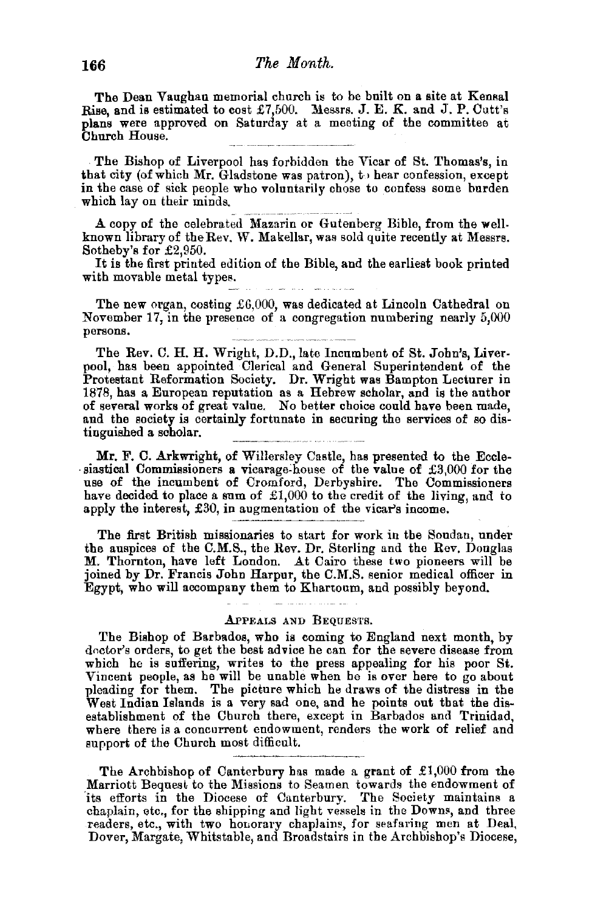The Dean Vaughan memorial church is to be built on a site at Kensal Rise, and is estimated to cost £7,500. Messrs. J. E. K. and J. P. Cutt's plans were approved on Saturday at a meeting of the committee at Church House.

The Bishop of Liverpool has forbidden the Vicar of St. Thomas's, in that city (of which Mr. Gladstone was patron), to hear confession, except in the case of sick people who voluntarily chose to confess some burden which lay on their minds.

A copy of the celebrated Mazarin or Gutenberg Bible, from the well-known library of the Rev. W. Makellar, was sold quite recently at Messrs. Sotheby's for £2,950.

It is the first printed edition of the Bible, and the earliest book printed with movable metal types.

The new organ, costing £6,000, was dedicated at Lincoln Cathedral on November 17, in the presence of a congregation numbering nearly 5,000 persons.

The Rev. C. H. H. Wright, D.D., late Incumbent of St. John's, Liverpool, has been appointed Clerical and General Superintendent of the Protestant Reformation Society. Dr. Wright was Bampton Lecturer in 1878, has a European reputation as a Hebrew scholar, and is the author of several works of great value. No better choice could have been made, and the society is certainly fortunate in securing the services of so distinguished a scholar.

Mr. F. C. Arkwright, of Willersley Castle, has presented to the Ecclesiastical Commissioners a vicarage-house of the value of £3,000 for the use of the incumbent of Cromford, Derbyshire. The Commissioners have decided to place a sum of £1,000 to the credit of the living, and to apply the interest, £30, in augmentation of the vicar's income.

The first British missionaries to start for work in the Soudan, under the auspices of the C.M.S., the Rev. Dr. Sterling and the Rev. Douglas M. Thornton, have left London. At Cairo these two pioneers will be joined by Dr. Francis John Harpur, the C.M.S. senior medical officer in Egypt, who will accompany them to Khartoum, and possibly beyond.

### Appeals and Bequests.

The Bishop of Barbados, who is coming to England next month, by doctor's orders, to get the best advice he can for the severe disease from which he is suffering, writes to the press appealing for his poor St. Vincent people, as he will be unable when he is over here to go about pleading for them. The picture which he draws of the distress in the West Indian Islands is a very sad one, and he points out that the disestablishment of the Church there, except in Barbados and Trinidad, where there is a concurrent endowment, renders the work of relief and support of the Church most difficult.

The Archbishop of Canterbury has made a grant of £1,000 from the Marriott Bequest to the Missions to Seamen towards the endowment of its efforts in the Diocese of Canterbury. The Society maintains a chaplain, etc., for the shipping and light vessels in the Downs, and three readers, etc., with two honorary chaplains, for seafaring men at Deal, Dover, Margate, Whitstable, and Broadstairs in the Archbishop's Diocese,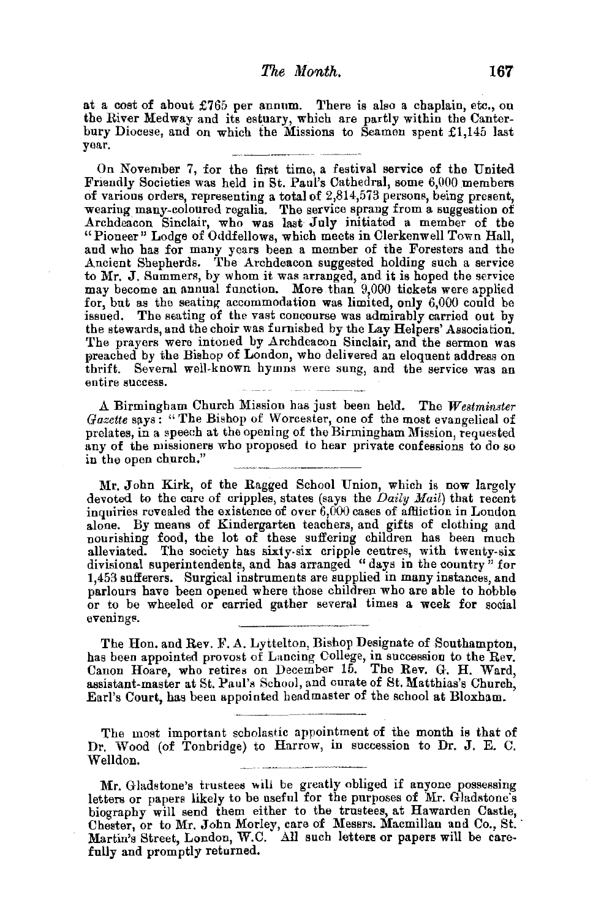at a cost of about £765 per annum. There is also a chaplain, etc., on the River Medway and its estuary, which are partly within the Canterbury Diocese, and on which the Missions to Seamen spent £1,145 last year.

On November 7, for the first time, a festival service of the United Friendly Societies was held in St. Paul's Cathedral, some 6,000 members of various orders, representing a total of 2,814,573 persons, being present, wearing many-coloured regalia. The service sprang from a suggestion of Archdeacon Sinclair, who was last July initiated a member of the "Pioneer" Lodge of Oddfellows, which meets in Clerkenwell Town Hall, and who has for many years been a member of the Foresters and the Ancient Shepherds. The Archdeacon suggested holding such a service to Mr. J. Summers, by whom it was arranged, and it is hoped the service may become an annual function. More than 9,000 tickets were applied for, but as the seating accommodation was limited, only 6,000 could be issued. The seating of the vast concourse was admirably carried out by the stewards, and the choir was furnished by the Lay Helpers' Association. The prayers were intoned by Archdeacon Sinclair, and the sermon was preached by the Bishop of London, who delivered an eloquent address on thrift. Several well-known hymns were sung, and the service was an entire success.

A Birmingham Church Mission has just been held. The *Westminster Gazette* says: "The Bishop of Worcester, one of the most evangelical of prelates, in a speech at the opening of the Birmingham Mission, requested any of the missioners who proposed to hear private confessions to do so in the open church."

Mr. John Kirk, of the Ragged School Union, which is now largely devoted to the care of cripples, states (says the *Daily Mail*) that recent inquiries revealed the existence of over 6,000 cases of affliction in London alone. By means of Kindergarten teachers, and gifts of clothing and nourishing food, the lot of these suffering children has been much alleviated. The society has sixty-six cripple centres, with twenty-six divisional superintendents, and has arranged "days in the country" for 1,453 sufferers. Surgical instruments are supplied in many instances, and parlours have been opened where those children who are able to hobble or to be wheeled or carried gather several times a week for social evenings.

The Hon. and Rev. F. A. Lyttelton, Bishop Designate of Southampton, has been appointed provost of Lancing College, in succession to the Rev. Canon Hoare, who retires on December 15. The Rev. G. H. Ward, assistant-master at St. Paul's School, and curate of St. Matthias's Church, Earl's Court, has been appointed headmaster of the school at Bloxham.

The most important scholastic appointment of the month is that of Dr. Wood (of Tonbridge) to Harrow, in succession to Dr. J. E. C. Welldon.

Mr. Gladstone's trustees will be greatly obliged if anyone possessing letters or papers likely to be useful for the purposes of Mr. Gladstone's biography will send them either to the trustees, at Hawarden Castle, Chester, or to Mr. John Morley, care of Messrs. Macmillan and Co., St. Martin's Street, London, W.C. All such letters or papers will be carefully and promptly returned.